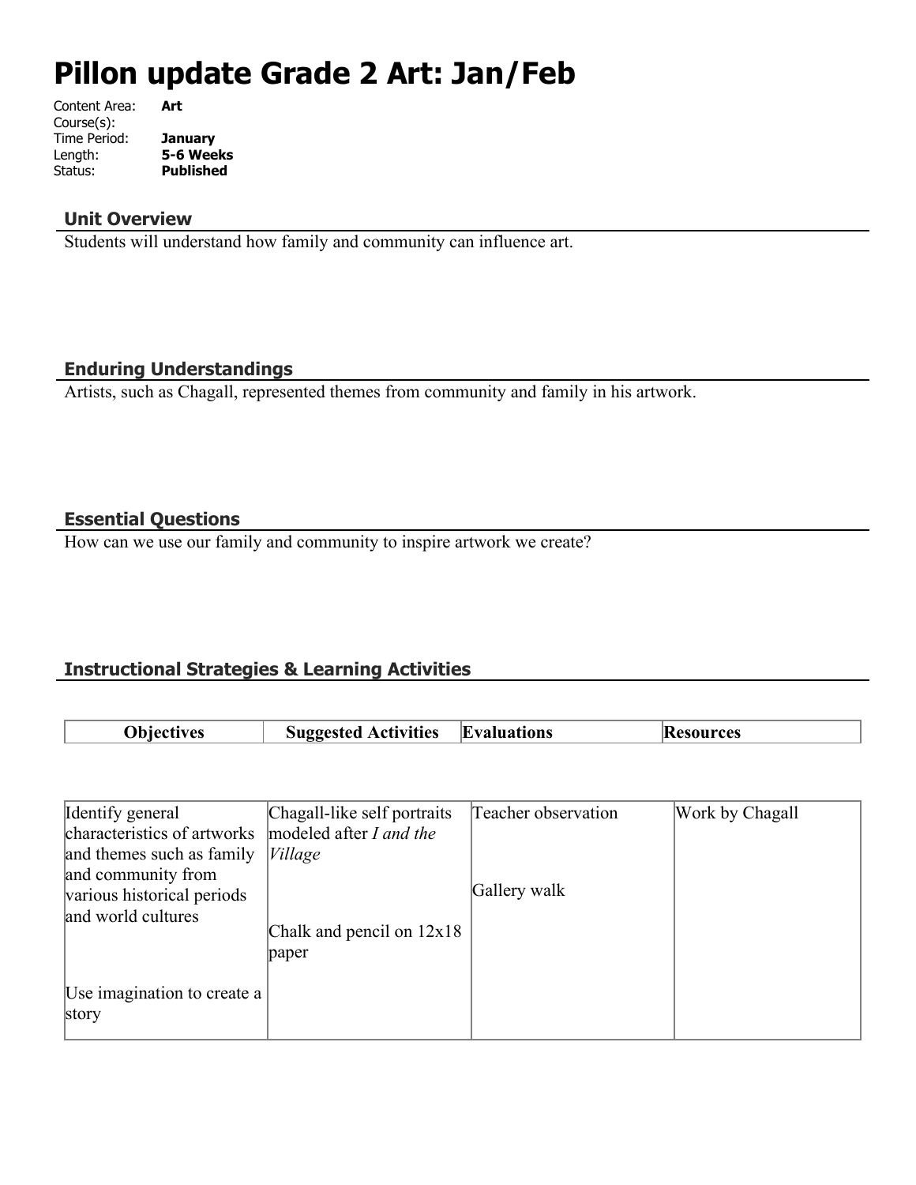# Pillon update Grade 2 Art: Jan/Feb

Content Area: **Art**
Course(s):
Time Period: **January**
Length: **5-6 Weeks**
Status: **Published**

## Unit Overview

Students will understand how family and community can influence art.

## Enduring Understandings

Artists, such as Chagall, represented themes from community and family in his artwork.

## Essential Questions

How can we use our family and community to inspire artwork we create?

## Instructional Strategies & Learning Activities

| Objectives | Suggested Activities | Evaluations | Resources |
| --- | --- | --- | --- |
| Identify general characteristics of artworks and themes such as family and community from various historical periods and world cultures<br><br>Use imagination to create a story | Chagall-like self portraits modeled after *I and the Village*<br><br>Chalk and pencil on 12x18 paper | Teacher observation<br><br>Gallery walk | Work by Chagall |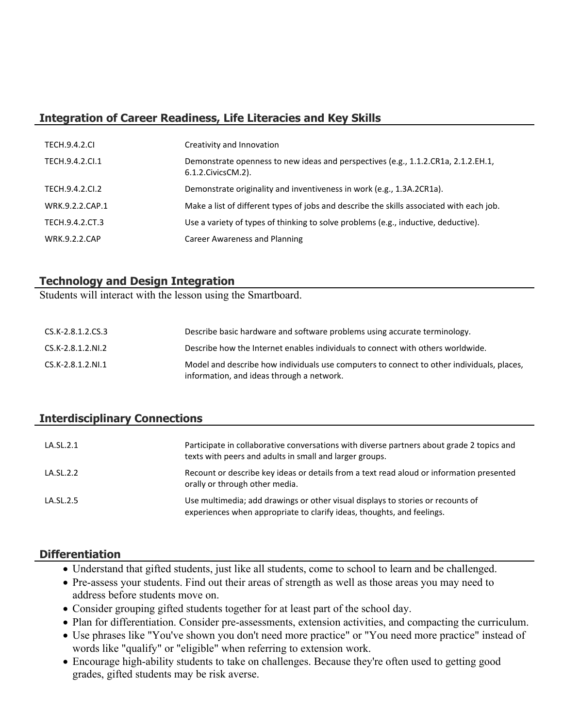## Integration of Career Readiness, Life Literacies and Key Skills

| | |
|---|---|
| TECH.9.4.2.CI | Creativity and Innovation |
| TECH.9.4.2.CI.1 | Demonstrate openness to new ideas and perspectives (e.g., 1.1.2.CR1a, 2.1.2.EH.1, 6.1.2.CivicsCM.2). |
| TECH.9.4.2.CI.2 | Demonstrate originality and inventiveness in work (e.g., 1.3A.2CR1a). |
| WRK.9.2.2.CAP.1 | Make a list of different types of jobs and describe the skills associated with each job. |
| TECH.9.4.2.CT.3 | Use a variety of types of thinking to solve problems (e.g., inductive, deductive). |
| WRK.9.2.2.CAP | Career Awareness and Planning |

## Technology and Design Integration

Students will interact with the lesson using the Smartboard.

| | |
|---|---|
| CS.K-2.8.1.2.CS.3 | Describe basic hardware and software problems using accurate terminology. |
| CS.K-2.8.1.2.NI.2 | Describe how the Internet enables individuals to connect with others worldwide. |
| CS.K-2.8.1.2.NI.1 | Model and describe how individuals use computers to connect to other individuals, places, information, and ideas through a network. |

## Interdisciplinary Connections

| | |
|---|---|
| LA.SL.2.1 | Participate in collaborative conversations with diverse partners about grade 2 topics and texts with peers and adults in small and larger groups. |
| LA.SL.2.2 | Recount or describe key ideas or details from a text read aloud or information presented orally or through other media. |
| LA.SL.2.5 | Use multimedia; add drawings or other visual displays to stories or recounts of experiences when appropriate to clarify ideas, thoughts, and feelings. |

## Differentiation

- Understand that gifted students, just like all students, come to school to learn and be challenged.
- Pre-assess your students. Find out their areas of strength as well as those areas you may need to address before students move on.
- Consider grouping gifted students together for at least part of the school day.
- Plan for differentiation. Consider pre-assessments, extension activities, and compacting the curriculum.
- Use phrases like "You've shown you don't need more practice" or "You need more practice" instead of words like "qualify" or "eligible" when referring to extension work.
- Encourage high-ability students to take on challenges. Because they're often used to getting good grades, gifted students may be risk averse.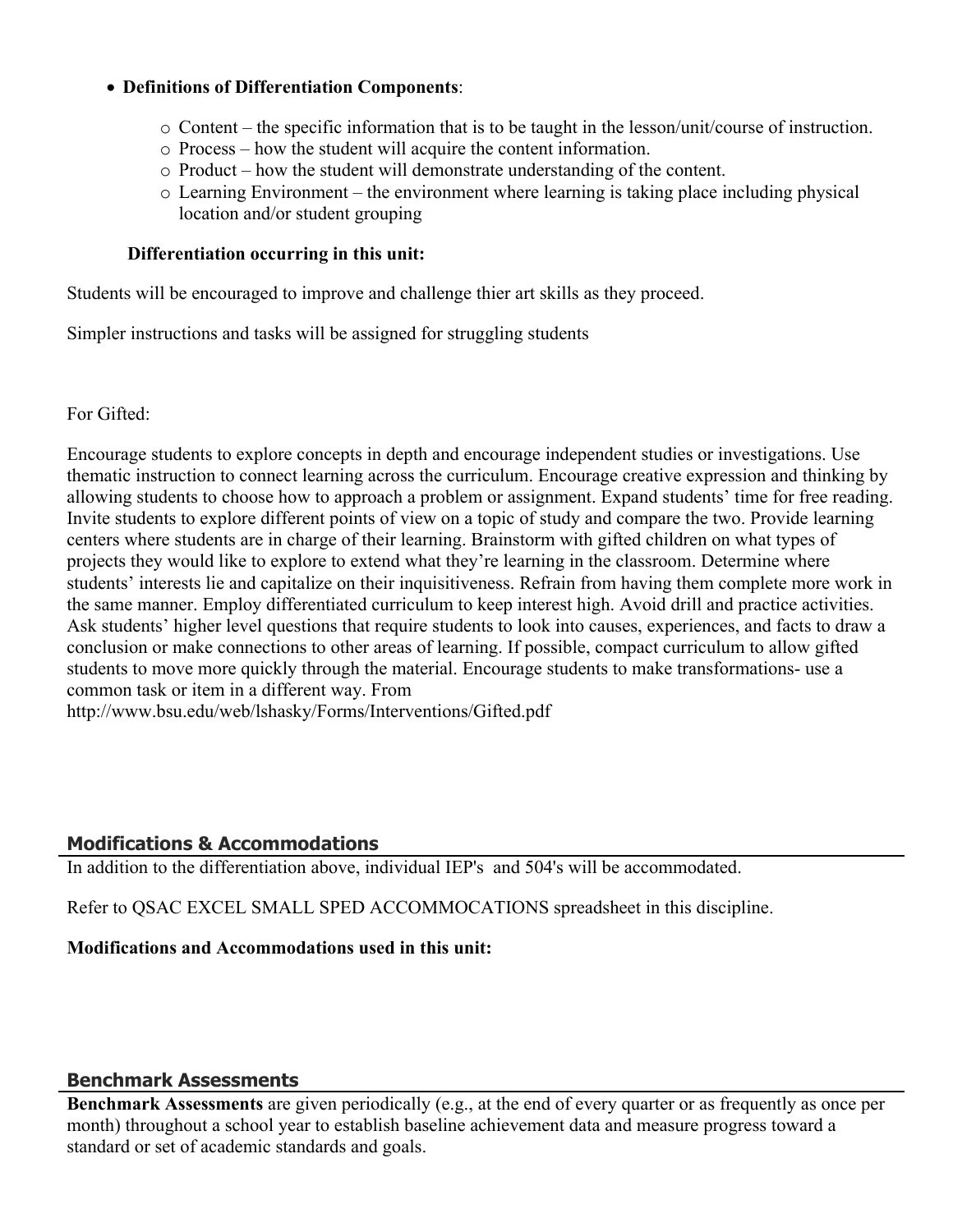- **Definitions of Differentiation Components**:
  - Content – the specific information that is to be taught in the lesson/unit/course of instruction.
  - Process – how the student will acquire the content information.
  - Product – how the student will demonstrate understanding of the content.
  - Learning Environment – the environment where learning is taking place including physical location and/or student grouping

**Differentiation occurring in this unit:**

Students will be encouraged to improve and challenge thier art skills as they proceed.

Simpler instructions and tasks will be assigned for struggling students

For Gifted:

Encourage students to explore concepts in depth and encourage independent studies or investigations. Use thematic instruction to connect learning across the curriculum. Encourage creative expression and thinking by allowing students to choose how to approach a problem or assignment. Expand students' time for free reading. Invite students to explore different points of view on a topic of study and compare the two. Provide learning centers where students are in charge of their learning. Brainstorm with gifted children on what types of projects they would like to explore to extend what they're learning in the classroom. Determine where students' interests lie and capitalize on their inquisitiveness. Refrain from having them complete more work in the same manner. Employ differentiated curriculum to keep interest high. Avoid drill and practice activities. Ask students' higher level questions that require students to look into causes, experiences, and facts to draw a conclusion or make connections to other areas of learning. If possible, compact curriculum to allow gifted students to move more quickly through the material. Encourage students to make transformations- use a common task or item in a different way. From http://www.bsu.edu/web/lshasky/Forms/Interventions/Gifted.pdf

## Modifications & Accommodations

In addition to the differentiation above, individual IEP's and 504's will be accommodated.

Refer to QSAC EXCEL SMALL SPED ACCOMMOCATIONS spreadsheet in this discipline.

**Modifications and Accommodations used in this unit:**

## Benchmark Assessments

**Benchmark Assessments** are given periodically (e.g., at the end of every quarter or as frequently as once per month) throughout a school year to establish baseline achievement data and measure progress toward a standard or set of academic standards and goals.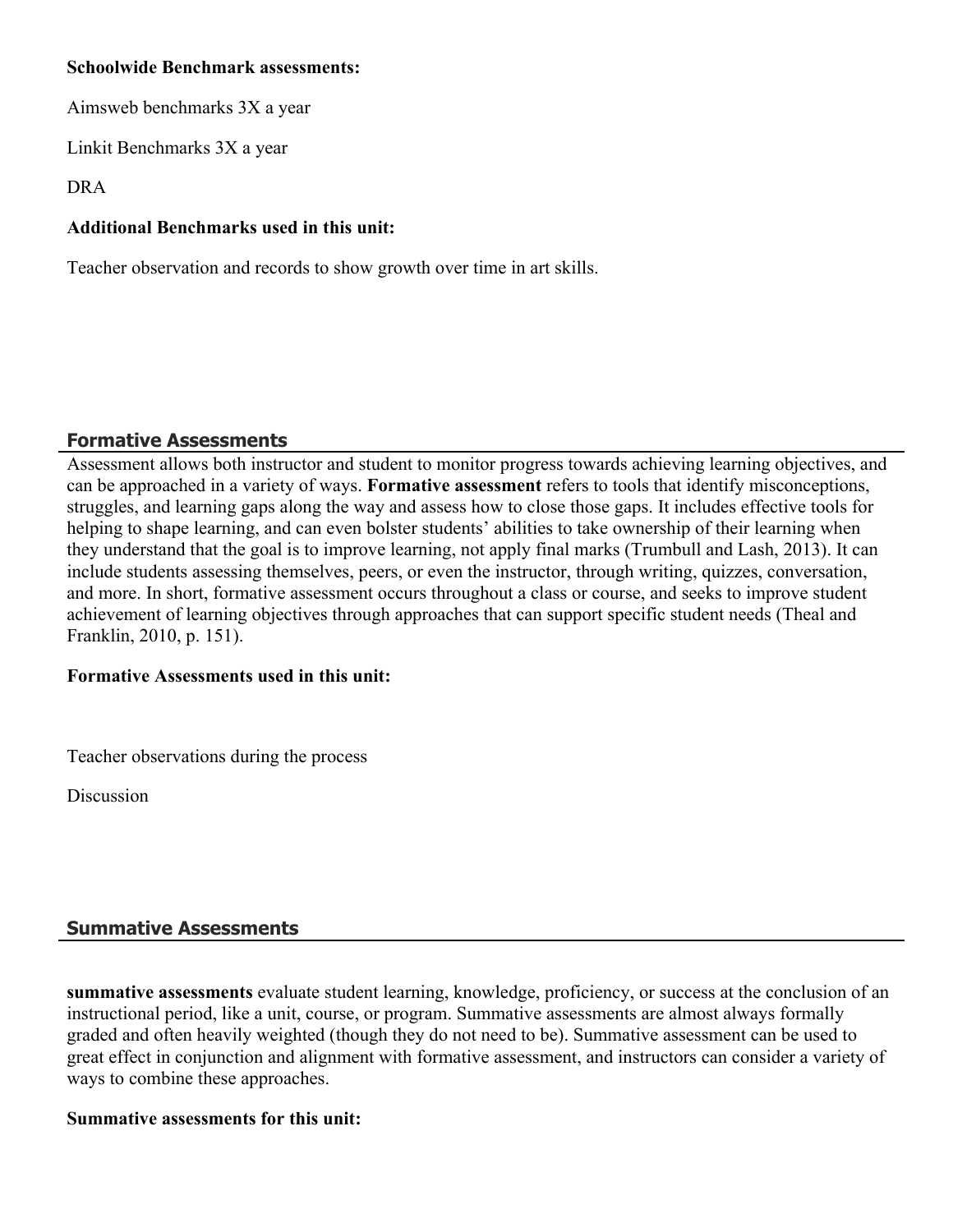**Schoolwide Benchmark assessments:**

Aimsweb benchmarks 3X a year

Linkit Benchmarks 3X a year

DRA

**Additional Benchmarks used in this unit:**

Teacher observation and records to show growth over time in art skills.

## Formative Assessments

Assessment allows both instructor and student to monitor progress towards achieving learning objectives, and can be approached in a variety of ways. **Formative assessment** refers to tools that identify misconceptions, struggles, and learning gaps along the way and assess how to close those gaps. It includes effective tools for helping to shape learning, and can even bolster students' abilities to take ownership of their learning when they understand that the goal is to improve learning, not apply final marks (Trumbull and Lash, 2013). It can include students assessing themselves, peers, or even the instructor, through writing, quizzes, conversation, and more. In short, formative assessment occurs throughout a class or course, and seeks to improve student achievement of learning objectives through approaches that can support specific student needs (Theal and Franklin, 2010, p. 151).

**Formative Assessments used in this unit:**

Teacher observations during the process

Discussion

## Summative Assessments

**summative assessments** evaluate student learning, knowledge, proficiency, or success at the conclusion of an instructional period, like a unit, course, or program. Summative assessments are almost always formally graded and often heavily weighted (though they do not need to be). Summative assessment can be used to great effect in conjunction and alignment with formative assessment, and instructors can consider a variety of ways to combine these approaches.

**Summative assessments for this unit:**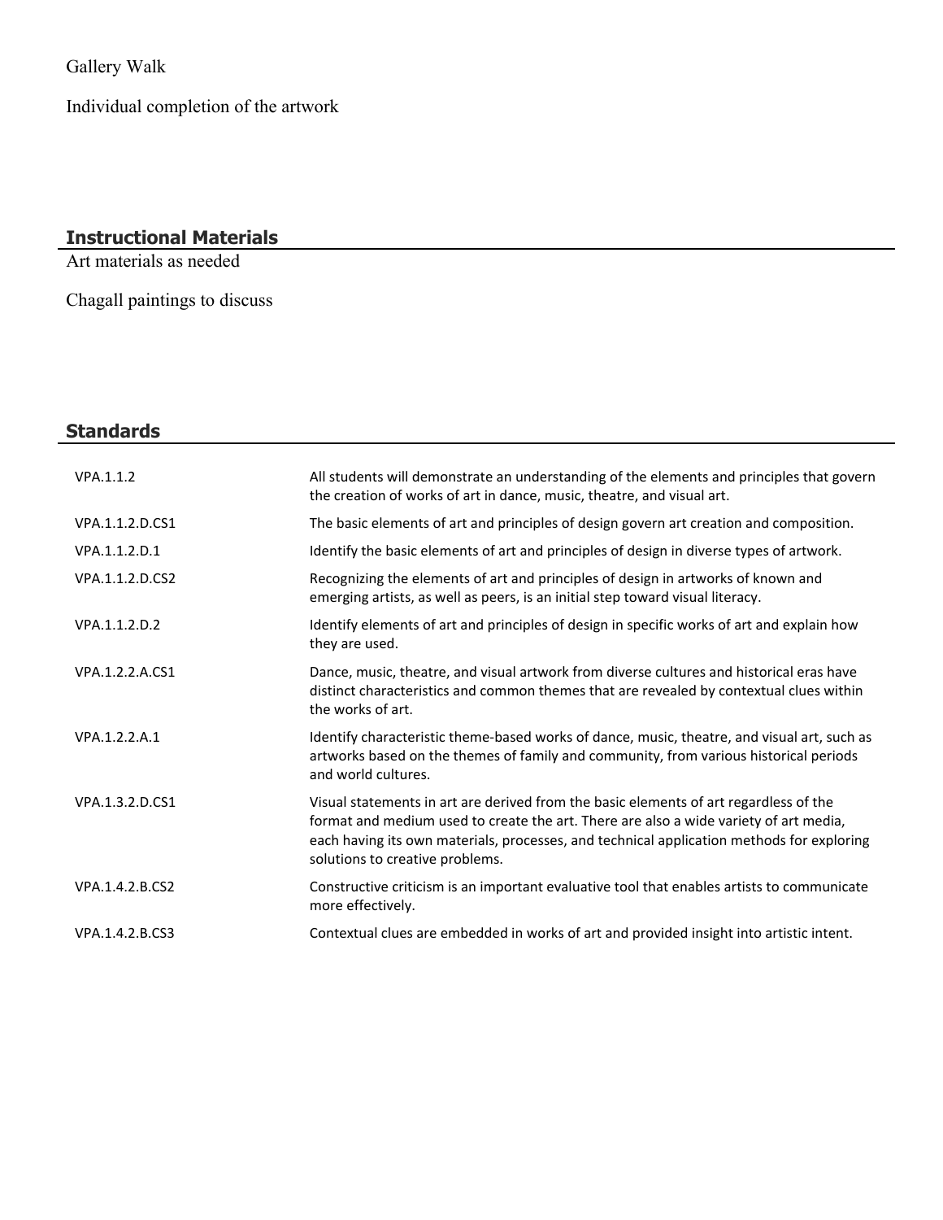Gallery Walk

Individual completion of the artwork

## Instructional Materials

Art materials as needed

Chagall paintings to discuss

## Standards

| | |
|---|---|
| VPA.1.1.2 | All students will demonstrate an understanding of the elements and principles that govern the creation of works of art in dance, music, theatre, and visual art. |
| VPA.1.1.2.D.CS1 | The basic elements of art and principles of design govern art creation and composition. |
| VPA.1.1.2.D.1 | Identify the basic elements of art and principles of design in diverse types of artwork. |
| VPA.1.1.2.D.CS2 | Recognizing the elements of art and principles of design in artworks of known and emerging artists, as well as peers, is an initial step toward visual literacy. |
| VPA.1.1.2.D.2 | Identify elements of art and principles of design in specific works of art and explain how they are used. |
| VPA.1.2.2.A.CS1 | Dance, music, theatre, and visual artwork from diverse cultures and historical eras have distinct characteristics and common themes that are revealed by contextual clues within the works of art. |
| VPA.1.2.2.A.1 | Identify characteristic theme-based works of dance, music, theatre, and visual art, such as artworks based on the themes of family and community, from various historical periods and world cultures. |
| VPA.1.3.2.D.CS1 | Visual statements in art are derived from the basic elements of art regardless of the format and medium used to create the art. There are also a wide variety of art media, each having its own materials, processes, and technical application methods for exploring solutions to creative problems. |
| VPA.1.4.2.B.CS2 | Constructive criticism is an important evaluative tool that enables artists to communicate more effectively. |
| VPA.1.4.2.B.CS3 | Contextual clues are embedded in works of art and provided insight into artistic intent. |